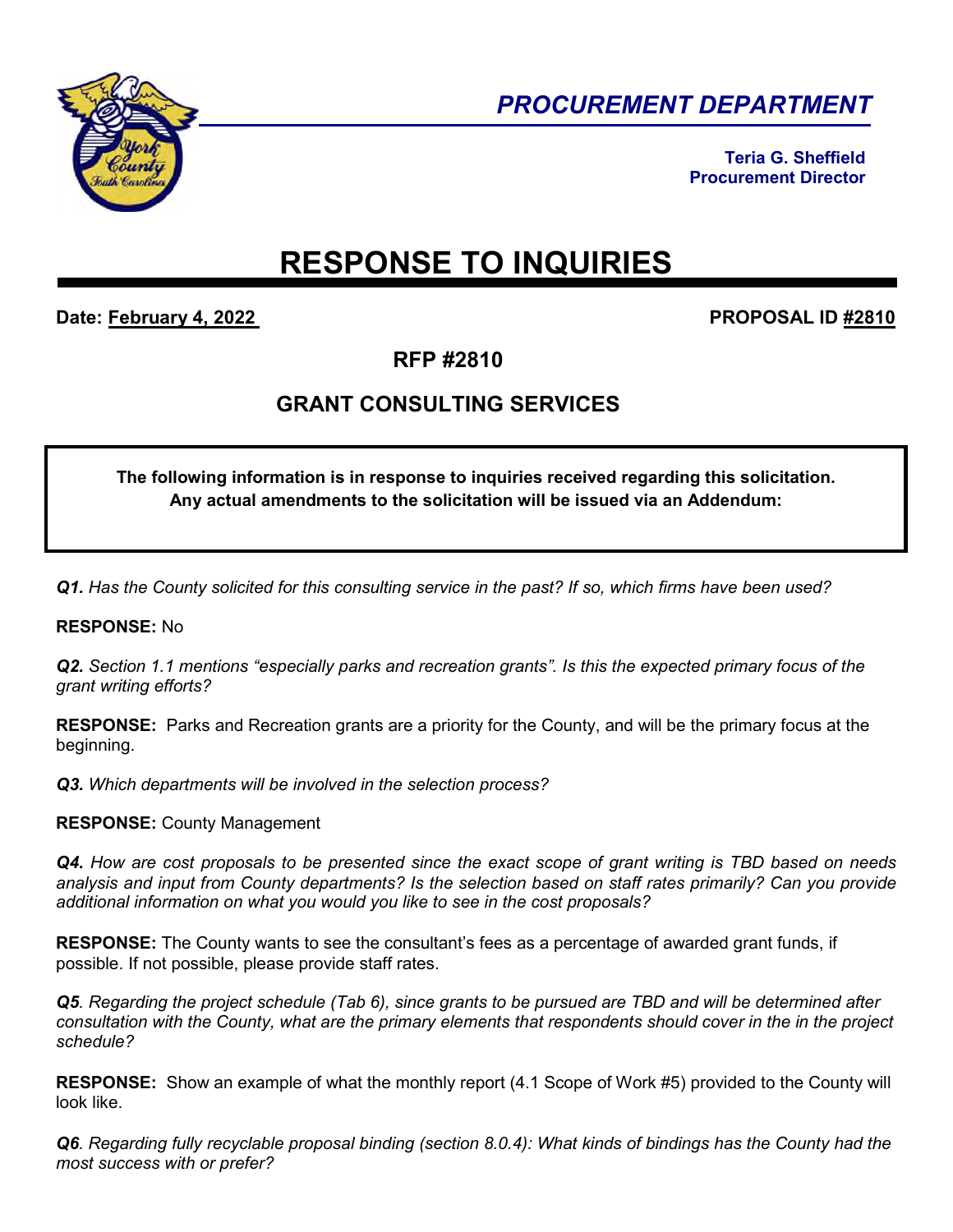*PROCUREMENT DEPARTMENT*

**Teria G. Sheffield**
**Procurement Director**

# RESPONSE TO INQUIRIES

**Date: February 4, 2022** **PROPOSAL ID #2810**

## RFP #2810

## GRANT CONSULTING SERVICES

**The following information is in response to inquiries received regarding this solicitation. Any actual amendments to the solicitation will be issued via an Addendum:**

***Q1.*** *Has the County solicited for this consulting service in the past? If so, which firms have been used?*

**RESPONSE:** No

***Q2.*** *Section 1.1 mentions "especially parks and recreation grants". Is this the expected primary focus of the grant writing efforts?*

**RESPONSE:** Parks and Recreation grants are a priority for the County, and will be the primary focus at the beginning.

***Q3.*** *Which departments will be involved in the selection process?*

**RESPONSE:** County Management

***Q4.*** *How are cost proposals to be presented since the exact scope of grant writing is TBD based on needs analysis and input from County departments? Is the selection based on staff rates primarily? Can you provide additional information on what you would you like to see in the cost proposals?*

**RESPONSE:** The County wants to see the consultant's fees as a percentage of awarded grant funds, if possible. If not possible, please provide staff rates.

***Q5***. *Regarding the project schedule (Tab 6), since grants to be pursued are TBD and will be determined after consultation with the County, what are the primary elements that respondents should cover in the in the project schedule?*

**RESPONSE:** Show an example of what the monthly report (4.1 Scope of Work #5) provided to the County will look like.

***Q6***. *Regarding fully recyclable proposal binding (section 8.0.4): What kinds of bindings has the County had the most success with or prefer?*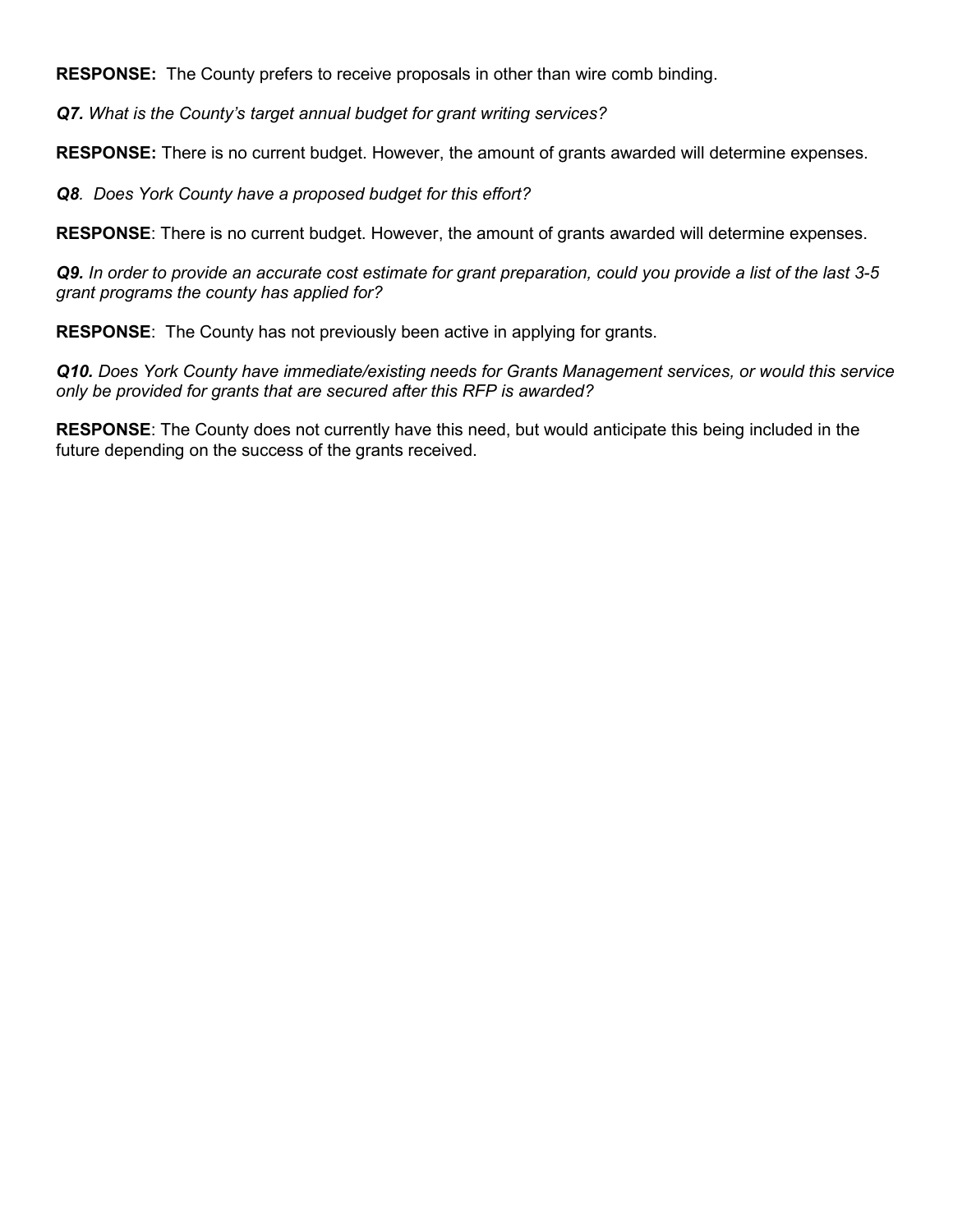**RESPONSE:** The County prefers to receive proposals in other than wire comb binding.

***Q7.*** *What is the County's target annual budget for grant writing services?*

**RESPONSE:** There is no current budget. However, the amount of grants awarded will determine expenses.

***Q8***. *Does York County have a proposed budget for this effort?*

**RESPONSE**: There is no current budget. However, the amount of grants awarded will determine expenses.

***Q9.*** *In order to provide an accurate cost estimate for grant preparation, could you provide a list of the last 3-5 grant programs the county has applied for?*

**RESPONSE**: The County has not previously been active in applying for grants.

***Q10.*** *Does York County have immediate/existing needs for Grants Management services, or would this service only be provided for grants that are secured after this RFP is awarded?*

**RESPONSE**: The County does not currently have this need, but would anticipate this being included in the future depending on the success of the grants received.